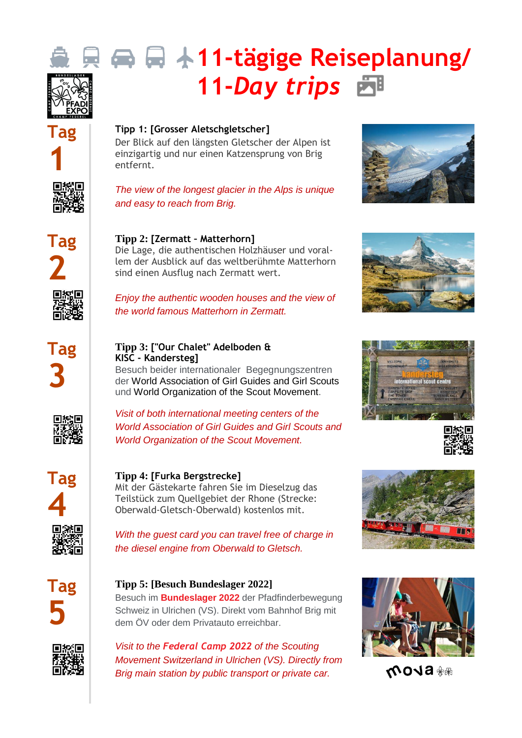# 11-tägige Reiseplanung/ 11-*Day trips*

## Tag 1

**Tipp 1: [Grosser Aletschgletscher]**
Der Blick auf den längsten Gletscher der Alpen ist einzigartig und nur einen Katzensprung von Brig entfernt.

*The view of the longest glacier in the Alps is unique and easy to reach from Brig.*

## Tag 2

**Tipp 2: [Zermatt – Matterhorn]**
Die Lage, die authentischen Holzhäuser und vorallem der Ausblick auf das weltberühmte Matterhorn sind einen Ausflug nach Zermatt wert.

*Enjoy the authentic wooden houses and the view of the world famous Matterhorn in Zermatt.*

## Tag 3

**Tipp 3: ["Our Chalet" Adelboden & KISC - Kandersteg]**
Besuch beider internationaler Begegnungszentren der World Association of Girl Guides and Girl Scouts und World Organization of the Scout Movement.

*Visit of both international meeting centers of the World Association of Girl Guides and Girl Scouts and World Organization of the Scout Movement.*

## Tag 4

**Tipp 4: [Furka Bergstrecke]**
Mit der Gästekarte fahren Sie im Dieselzug das Teilstück zum Quellgebiet der Rhone (Strecke: Oberwald-Gletsch-Oberwald) kostenlos mit.

*With the guest card you can travel free of charge in the diesel engine from Oberwald to Gletsch.*

## Tag 5

**Tipp 5: [Besuch Bundeslager 2022]**
Besuch im **Bundeslager 2022** der Pfadfinderbewegung Schweiz in Ulrichen (VS). Direkt vom Bahnhof Brig mit dem ÖV oder dem Privatauto erreichbar.

*Visit to the **Federal Camp 2022** of the Scouting Movement Switzerland in Ulrichen (VS). Directly from Brig main station by public transport or private car.*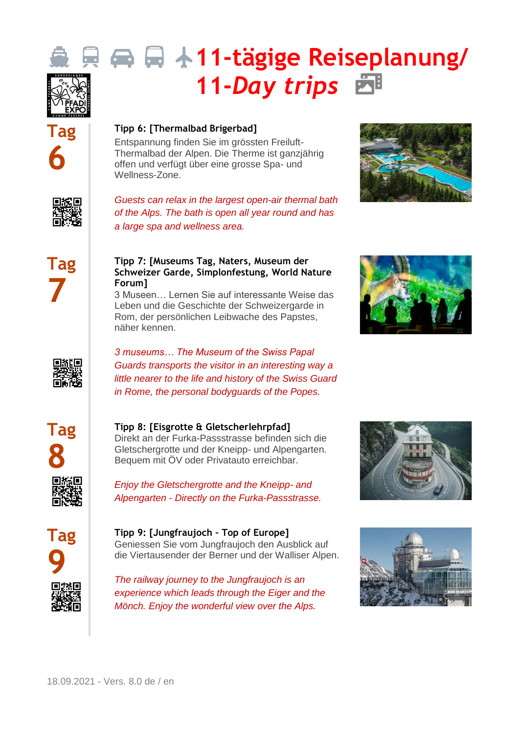# 11-tägige Reiseplanung/ 11-*Day trips*

## Tag 6

**Tipp 6: [Thermalbad Brigerbad]**

Entspannung finden Sie im grössten Freiluft-Thermalbad der Alpen. Die Therme ist ganzjährig offen und verfügt über eine grosse Spa- und Wellness-Zone.

*Guests can relax in the largest open-air thermal bath of the Alps. The bath is open all year round and has a large spa and wellness area.*

## Tag 7

**Tipp 7: [Museums Tag, Naters, Museum der Schweizer Garde, Simplonfestung, World Nature Forum]**

3 Museen… Lernen Sie auf interessante Weise das Leben und die Geschichte der Schweizergarde in Rom, der persönlichen Leibwache des Papstes, näher kennen.

*3 museums… The Museum of the Swiss Papal Guards transports the visitor in an interesting way a little nearer to the life and history of the Swiss Guard in Rome, the personal bodyguards of the Popes.*

## Tag 8

**Tipp 8: [Eisgrotte & Gletscherlehrpfad]**

Direkt an der Furka-Passstrasse befinden sich die Gletschergrotte und der Kneipp- und Alpengarten. Bequem mit ÖV oder Privatauto erreichbar.

*Enjoy the Gletschergrotte and the Kneipp- and Alpengarten - Directly on the Furka-Passstrasse.*

## Tag 9

**Tipp 9: [Jungfraujoch - Top of Europe]**

Geniessen Sie vom Jungfraujoch den Ausblick auf die Viertausender der Berner und der Walliser Alpen.

*The railway journey to the Jungfraujoch is an experience which leads through the Eiger and the Mönch. Enjoy the wonderful view over the Alps.*

18.09.2021 - Vers. 8.0 de / en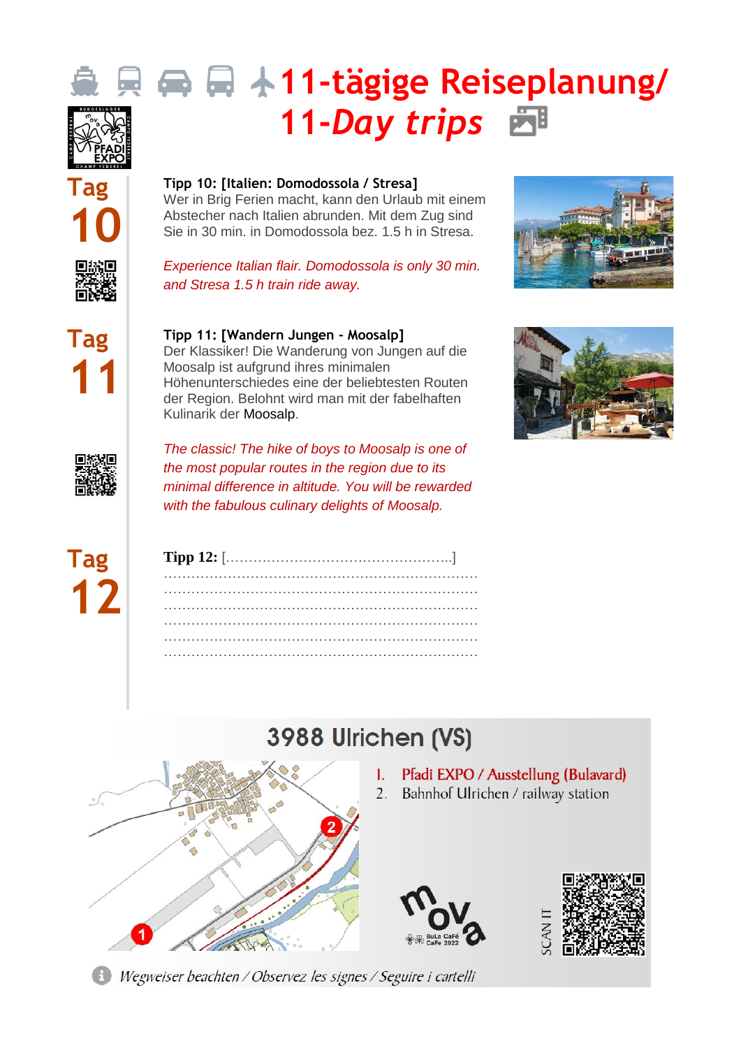# 11-tägige Reiseplanung/ 11-*Day trips*

## Tag 10

**Tipp 10: [Italien: Domodossola / Stresa]**
Wer in Brig Ferien macht, kann den Urlaub mit einem Abstecher nach Italien abrunden. Mit dem Zug sind Sie in 30 min. in Domodossola bez. 1.5 h in Stresa.

*Experience Italian flair. Domodossola is only 30 min. and Stresa 1.5 h train ride away.*

## Tag 11

**Tipp 11: [Wandern Jungen - Moosalp]**
Der Klassiker! Die Wanderung von Jungen auf die Moosalp ist aufgrund ihres minimalen Höhenunterschiedes eine der beliebtesten Routen der Region. Belohnt wird man mit der fabelhaften Kulinarik der Moosalp.

*The classic! The hike of boys to Moosalp is one of the most popular routes in the region due to its minimal difference in altitude. You will be rewarded with the fabulous culinary delights of Moosalp.*

## Tag 12

**Tipp 12:** [……………………………………………]
……………………………………………………………
……………………………………………………………
……………………………………………………………
……………………………………………………………
……………………………………………………………
……………………………………………………………

## 3988 Ulrichen (VS)

1. Pfadi EXPO / Ausstellung (Bulavard)
2. Bahnhof Ulrichen / railway station

SCAN IT

*Wegweiser beachten / Observez les signes / Seguire i cartelli*